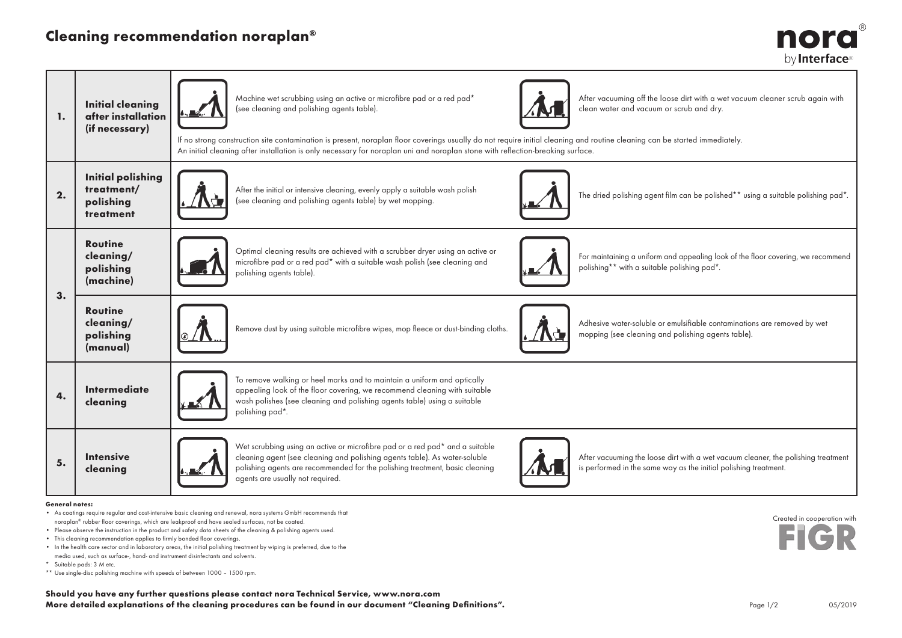# Cleaning recommendation noraplan®

| | | | |
|---|---|---|---|
| **1.** | **Initial cleaning after installation (if necessary)** | Machine wet scrubbing using an active or microfibre pad or a red pad* (see cleaning and polishing agents table). | After vacuuming off the loose dirt with a wet vacuum cleaner scrub again with clean water and vacuum or scrub and dry. |
| | | If no strong construction site contamination is present, noraplan floor coverings usually do not require initial cleaning and routine cleaning can be started immediately. An initial cleaning after installation is only necessary for noraplan uni and noraplan stone with reflection-breaking surface. | |
| **2.** | **Initial polishing treatment/ polishing treatment** | After the initial or intensive cleaning, evenly apply a suitable wash polish (see cleaning and polishing agents table) by wet mopping. | The dried polishing agent film can be polished** using a suitable polishing pad*. |
| **3.** | **Routine cleaning/ polishing (machine)** | Optimal cleaning results are achieved with a scrubber dryer using an active or microfibre pad or a red pad* with a suitable wash polish (see cleaning and polishing agents table). | For maintaining a uniform and appealing look of the floor covering, we recommend polishing** with a suitable polishing pad*. |
| | **Routine cleaning/ polishing (manual)** | Remove dust by using suitable microfibre wipes, mop fleece or dust-binding cloths. | Adhesive water-soluble or emulsifiable contaminations are removed by wet mopping (see cleaning and polishing agents table). |
| **4.** | **Intermediate cleaning** | To remove walking or heel marks and to maintain a uniform and optically appealing look of the floor covering, we recommend cleaning with suitable wash polishes (see cleaning and polishing agents table) using a suitable polishing pad*. | |
| **5.** | **Intensive cleaning** | Wet scrubbing using an active or microfibre pad or a red pad* and a suitable cleaning agent (see cleaning and polishing agents table). As water-soluble polishing agents are recommended for the polishing treatment, basic cleaning agents are usually not required. | After vacuuming the loose dirt with a wet vacuum cleaner, the polishing treatment is performed in the same way as the initial polishing treatment. |

**General notes:**

- As coatings require regular and cost-intensive basic cleaning and renewal, nora systems GmbH recommends that noraplan® rubber floor coverings, which are leakproof and have sealed surfaces, not be coated.
- Please observe the instruction in the product and safety data sheets of the cleaning & polishing agents used.
- This cleaning recommendation applies to firmly bonded floor coverings.
- In the health care sector and in laboratory areas, the initial polishing treatment by wiping is preferred, due to the media used, such as surface-, hand- and instrument disinfectants and solvents.

\* Suitable pads: 3 M etc.

\*\* Use single-disc polishing machine with speeds of between 1000 – 1500 rpm.

Created in cooperation with FIGR

**Should you have any further questions please contact nora Technical Service, www.nora.com**
**More detailed explanations of the cleaning procedures can be found in our document "Cleaning Definitions".**

05/2019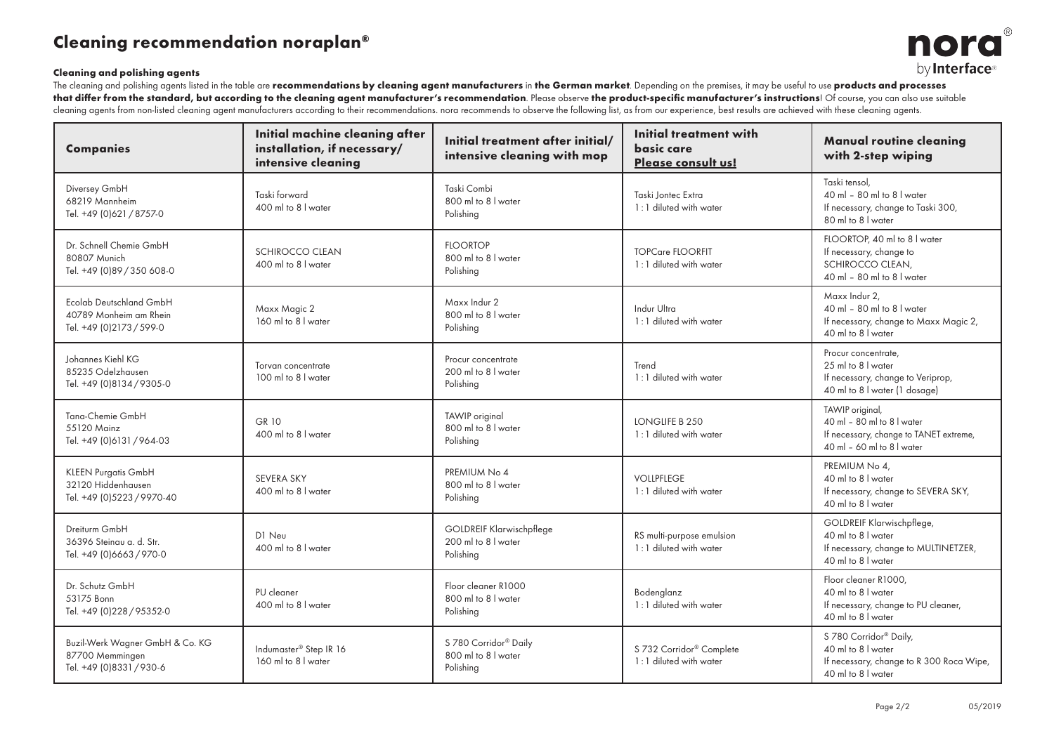# Cleaning recommendation noraplan®

**Cleaning and polishing agents**

The cleaning and polishing agents listed in the table are **recommendations by cleaning agent manufacturers** in **the German market**. Depending on the premises, it may be useful to use **products and processes that differ from the standard, but according to the cleaning agent manufacturer's recommendation**. Please observe **the product-specific manufacturer's instructions**! Of course, you can also use suitable cleaning agents from non-listed cleaning agent manufacturers according to their recommendations. nora recommends to observe the following list, as from our experience, best results are achieved with these cleaning agents.

| **Companies** | **Initial machine cleaning after installation, if necessary/ intensive cleaning** | **Initial treatment after initial/ intensive cleaning with mop** | **Initial treatment with basic care** **Please consult us!** | **Manual routine cleaning with 2-step wiping** |
|---|---|---|---|---|
| Diversey GmbH<br>68219 Mannheim<br>Tel. +49 (0)621 / 8757-0 | Taski forward<br>400 ml to 8 l water | Taski Combi<br>800 ml to 8 l water<br>Polishing | Taski Jontec Extra<br>1 : 1 diluted with water | Taski tensol,<br>40 ml – 80 ml to 8 l water<br>If necessary, change to Taski 300,<br>80 ml to 8 l water |
| Dr. Schnell Chemie GmbH<br>80807 Munich<br>Tel. +49 (0)89 / 350 608-0 | SCHIROCCO CLEAN<br>400 ml to 8 l water | FLOORTOP<br>800 ml to 8 l water<br>Polishing | TOPCare FLOORFIT<br>1 : 1 diluted with water | FLOORTOP, 40 ml to 8 l water<br>If necessary, change to<br>SCHIROCCO CLEAN,<br>40 ml – 80 ml to 8 l water |
| Ecolab Deutschland GmbH<br>40789 Monheim am Rhein<br>Tel. +49 (0)2173 / 599-0 | Maxx Magic 2<br>160 ml to 8 l water | Maxx Indur 2<br>800 ml to 8 l water<br>Polishing | Indur Ultra<br>1 : 1 diluted with water | Maxx Indur 2,<br>40 ml – 80 ml to 8 l water<br>If necessary, change to Maxx Magic 2,<br>40 ml to 8 l water |
| Johannes Kiehl KG<br>85235 Odelzhausen<br>Tel. +49 (0)8134 / 9305-0 | Torvan concentrate<br>100 ml to 8 l water | Procur concentrate<br>200 ml to 8 l water<br>Polishing | Trend<br>1 : 1 diluted with water | Procur concentrate,<br>25 ml to 8 l water<br>If necessary, change to Veriprop,<br>40 ml to 8 l water (1 dosage) |
| Tana-Chemie GmbH<br>55120 Mainz<br>Tel. +49 (0)6131 / 964-03 | GR 10<br>400 ml to 8 l water | TAWIP original<br>800 ml to 8 l water<br>Polishing | LONGLIFE B 250<br>1 : 1 diluted with water | TAWIP original,<br>40 ml – 80 ml to 8 l water<br>If necessary, change to TANET extreme,<br>40 ml – 60 ml to 8 l water |
| KLEEN Purgatis GmbH<br>32120 Hiddenhausen<br>Tel. +49 (0)5223 / 9970-40 | SEVERA SKY<br>400 ml to 8 l water | PREMIUM No 4<br>800 ml to 8 l water<br>Polishing | VOLLPFLEGE<br>1 : 1 diluted with water | PREMIUM No 4,<br>40 ml to 8 l water<br>If necessary, change to SEVERA SKY,<br>40 ml to 8 l water |
| Dreiturm GmbH<br>36396 Steinau a. d. Str.<br>Tel. +49 (0)6663 / 970-0 | D1 Neu<br>400 ml to 8 l water | GOLDREIF Klarwischpflege<br>200 ml to 8 l water<br>Polishing | RS multi-purpose emulsion<br>1 : 1 diluted with water | GOLDREIF Klarwischpflege,<br>40 ml to 8 l water<br>If necessary, change to MULTINETZER,<br>40 ml to 8 l water |
| Dr. Schutz GmbH<br>53175 Bonn<br>Tel. +49 (0)228 / 95352-0 | PU cleaner<br>400 ml to 8 l water | Floor cleaner R1000<br>800 ml to 8 l water<br>Polishing | Bodenglanz<br>1 : 1 diluted with water | Floor cleaner R1000,<br>40 ml to 8 l water<br>If necessary, change to PU cleaner,<br>40 ml to 8 l water |
| Buzil-Werk Wagner GmbH & Co. KG<br>87700 Memmingen<br>Tel. +49 (0)8331 / 930-6 | Indumaster® Step IR 16<br>160 ml to 8 l water | S 780 Corridor® Daily<br>800 ml to 8 l water<br>Polishing | S 732 Corridor® Complete<br>1 : 1 diluted with water | S 780 Corridor® Daily,<br>40 ml to 8 l water<br>If necessary, change to R 300 Roca Wipe,<br>40 ml to 8 l water |

05/2019